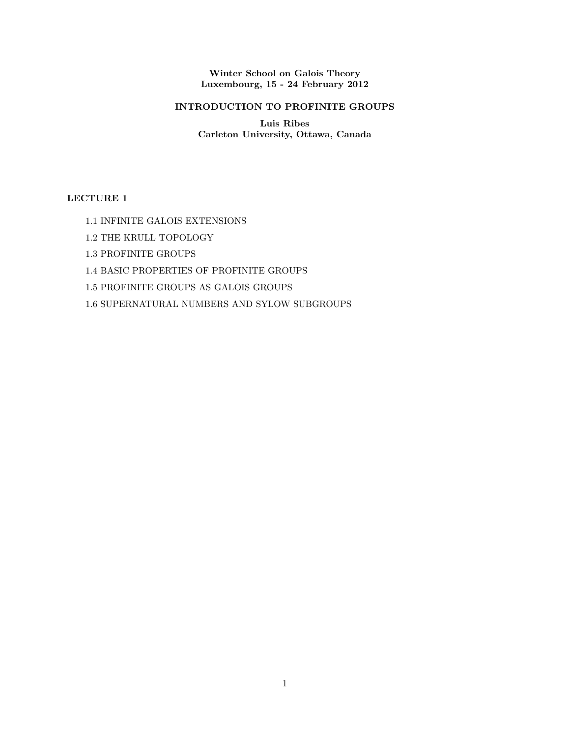**Winter School on Galois Theory**
**Luxembourg, 15 - 24 February 2012**

# INTRODUCTION TO PROFINITE GROUPS

**Luis Ribes**
**Carleton University, Ottawa, Canada**

## LECTURE 1

1.1 INFINITE GALOIS EXTENSIONS

1.2 THE KRULL TOPOLOGY

1.3 PROFINITE GROUPS

1.4 BASIC PROPERTIES OF PROFINITE GROUPS

1.5 PROFINITE GROUPS AS GALOIS GROUPS

1.6 SUPERNATURAL NUMBERS AND SYLOW SUBGROUPS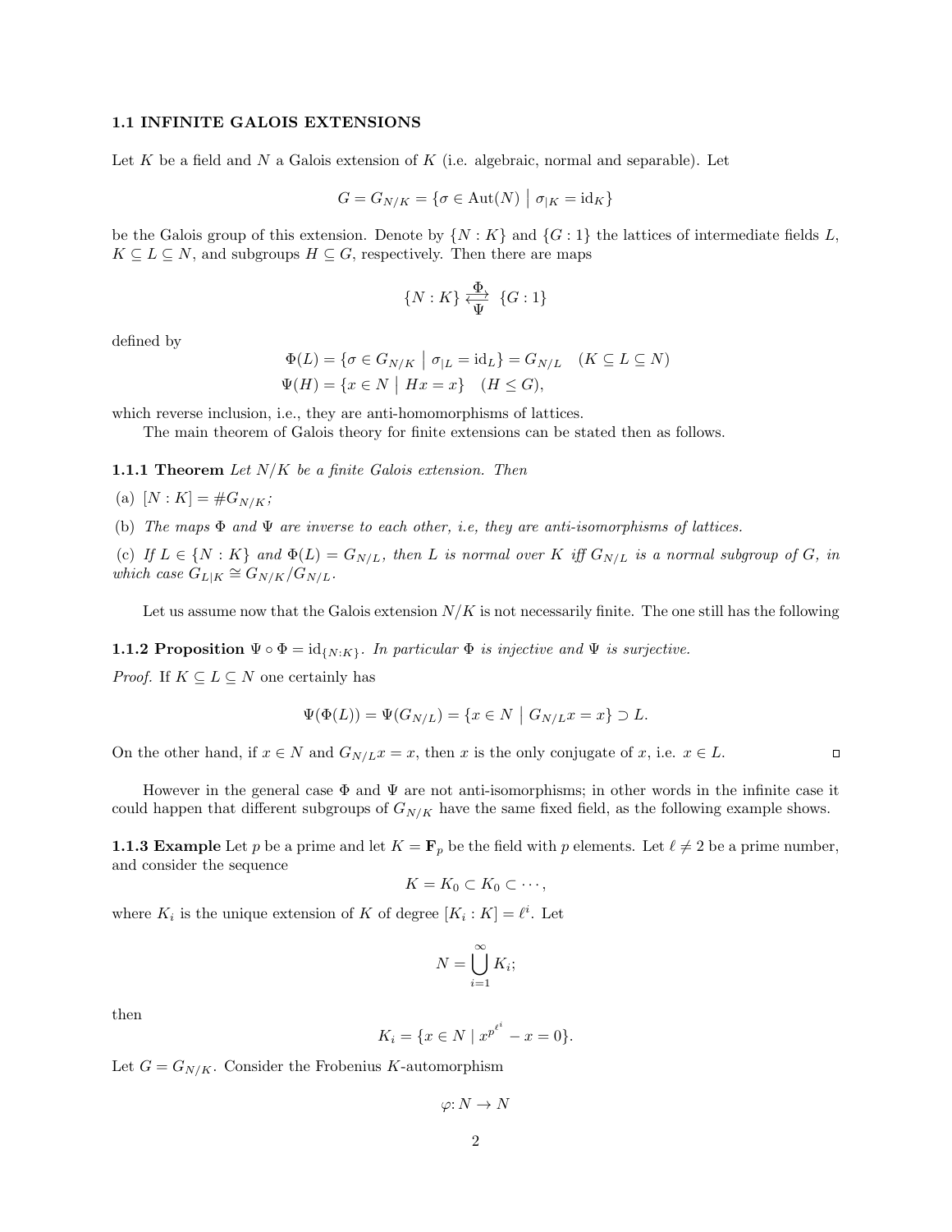### 1.1 INFINITE GALOIS EXTENSIONS

Let $K$ be a field and $N$ a Galois extension of $K$ (i.e. algebraic, normal and separable). Let

$$G = G_{N/K} = \{\sigma \in \mathrm{Aut}(N) \mid \sigma_{|K} = \mathrm{id}_K\}$$

be the Galois group of this extension. Denote by $\{N : K\}$ and $\{G : 1\}$ the lattices of intermediate fields $L$, $K \subseteq L \subseteq N$, and subgroups $H \subseteq G$, respectively. Then there are maps

$$\{N : K\} \underset{\Psi}{\overset{\Phi}{\rightleftarrows}} \{G : 1\}$$

defined by

$$\Phi(L) = \{\sigma \in G_{N/K} \mid \sigma_{|L} = \mathrm{id}_L\} = G_{N/L} \quad (K \subseteq L \subseteq N)$$
$$\Psi(H) = \{x \in N \mid Hx = x\} \quad (H \leq G),$$

which reverse inclusion, i.e., they are anti-homomorphisms of lattices.

The main theorem of Galois theory for finite extensions can be stated then as follows.

**1.1.1 Theorem** *Let $N/K$ be a finite Galois extension. Then*

(a) $[N : K] = \#G_{N/K}$*;*

(b) *The maps $\Phi$ and $\Psi$ are inverse to each other, i.e, they are anti-isomorphisms of lattices.*

(c) *If $L \in \{N : K\}$ and $\Phi(L) = G_{N/L}$, then $L$ is normal over $K$ iff $G_{N/L}$ is a normal subgroup of $G$, in which case $G_{L|K} \cong G_{N/K}/G_{N/L}$.*

Let us assume now that the Galois extension $N/K$ is not necessarily finite. The one still has the following

**1.1.2 Proposition** $\Psi \circ \Phi = \mathrm{id}_{\{N:K\}}$*. In particular $\Phi$ is injective and $\Psi$ is surjective.*

*Proof.* If $K \subseteq L \subseteq N$ one certainly has

$$\Psi(\Phi(L)) = \Psi(G_{N/L}) = \{x \in N \mid G_{N/L}x = x\} \supset L.$$

On the other hand, if $x \in N$ and $G_{N/L}x = x$, then $x$ is the only conjugate of $x$, i.e. $x \in L$. □

However in the general case $\Phi$ and $\Psi$ are not anti-isomorphisms; in other words in the infinite case it could happen that different subgroups of $G_{N/K}$ have the same fixed field, as the following example shows.

**1.1.3 Example** Let $p$ be a prime and let $K = \mathbf{F}_p$ be the field with $p$ elements. Let $\ell \neq 2$ be a prime number, and consider the sequence

$$K = K_0 \subset K_0 \subset \cdots,$$

where $K_i$ is the unique extension of $K$ of degree $[K_i : K] = \ell^i$. Let

$$N = \bigcup_{i=1}^{\infty} K_i;$$

then

$$K_i = \{x \in N \mid x^{p^{\ell^i}} - x = 0\}.$$

Let $G = G_{N/K}$. Consider the Frobenius $K$-automorphism

$$\varphi\colon N \to N$$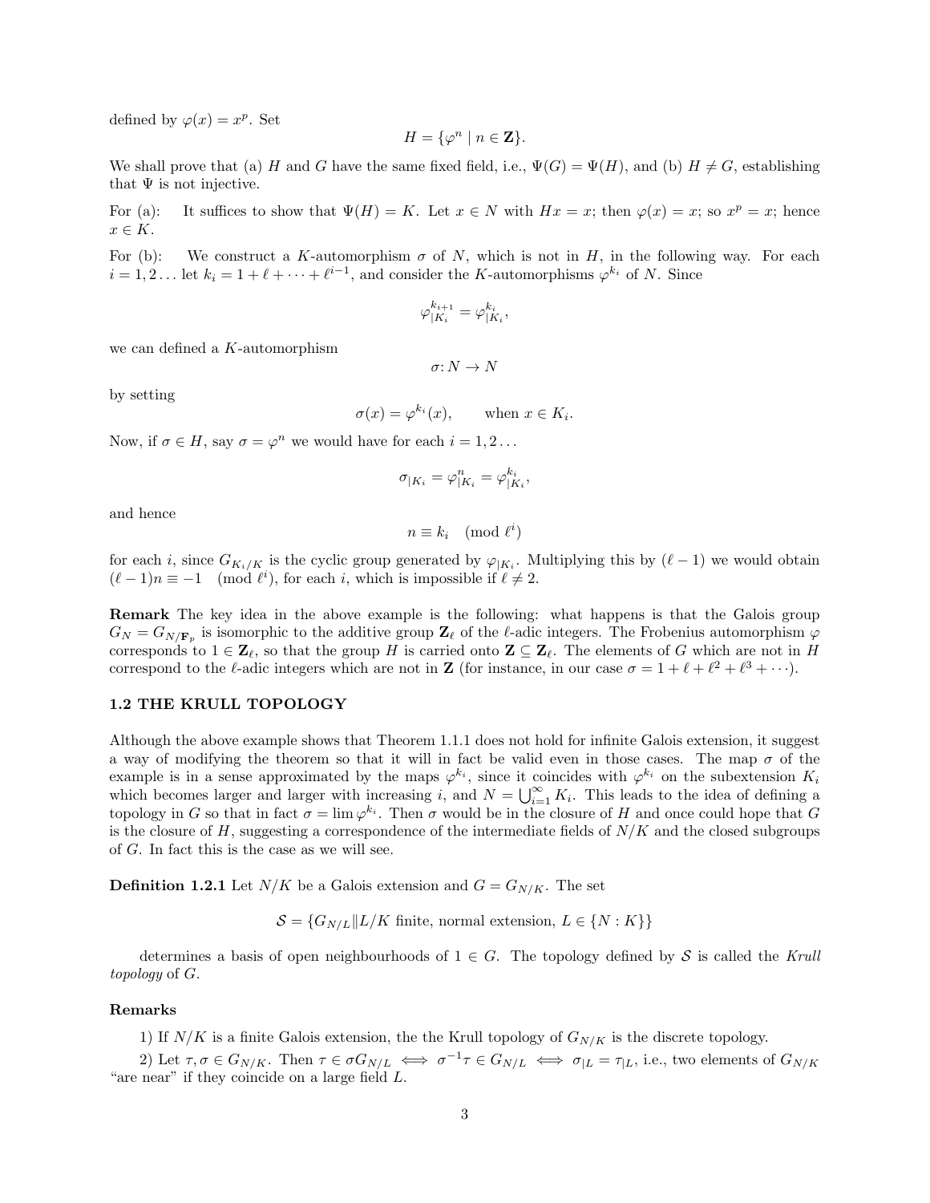defined by $\varphi(x) = x^p$. Set

$$H = \{\varphi^n \mid n \in \mathbf{Z}\}.$$

We shall prove that (a) $H$ and $G$ have the same fixed field, i.e., $\Psi(G) = \Psi(H)$, and (b) $H \neq G$, establishing that $\Psi$ is not injective.

For (a): It suffices to show that $\Psi(H) = K$. Let $x \in N$ with $Hx = x$; then $\varphi(x) = x$; so $x^p = x$; hence $x \in K$.

For (b): We construct a $K$-automorphism $\sigma$ of $N$, which is not in $H$, in the following way. For each $i = 1, 2 \ldots$ let $k_i = 1 + \ell + \cdots + \ell^{i-1}$, and consider the $K$-automorphisms $\varphi^{k_i}$ of $N$. Since

$$\varphi^{k_{i+1}}_{|K_i} = \varphi^{k_i}_{|K_i},$$

we can defined a $K$-automorphism

$$\sigma \colon N \to N$$

by setting

$$\sigma(x) = \varphi^{k_i}(x), \qquad \text{when } x \in K_i.$$

Now, if $\sigma \in H$, say $\sigma = \varphi^n$ we would have for each $i = 1, 2 \ldots$

$$\sigma_{|K_i} = \varphi^n_{|K_i} = \varphi^{k_i}_{|K_i},$$

and hence

$$n \equiv k_i \pmod{\ell^i}$$

for each $i$, since $G_{K_i/K}$ is the cyclic group generated by $\varphi_{|K_i}$. Multiplying this by $(\ell - 1)$ we would obtain $(\ell - 1)n \equiv -1 \pmod{\ell^i}$, for each $i$, which is impossible if $\ell \neq 2$.

**Remark** The key idea in the above example is the following: what happens is that the Galois group $G_N = G_{N/\mathbf{F}_p}$ is isomorphic to the additive group $\mathbf{Z}_\ell$ of the $\ell$-adic integers. The Frobenius automorphism $\varphi$ corresponds to $1 \in \mathbf{Z}_\ell$, so that the group $H$ is carried onto $\mathbf{Z} \subseteq \mathbf{Z}_\ell$. The elements of $G$ which are not in $H$ correspond to the $\ell$-adic integers which are not in $\mathbf{Z}$ (for instance, in our case $\sigma = 1 + \ell + \ell^2 + \ell^3 + \cdots$).

### 1.2 THE KRULL TOPOLOGY

Although the above example shows that Theorem 1.1.1 does not hold for infinite Galois extension, it suggest a way of modifying the theorem so that it will in fact be valid even in those cases. The map $\sigma$ of the example is in a sense approximated by the maps $\varphi^{k_i}$, since it coincides with $\varphi^{k_i}$ on the subextension $K_i$ which becomes larger and larger with increasing $i$, and $N = \bigcup_{i=1}^{\infty} K_i$. This leads to the idea of defining a topology in $G$ so that in fact $\sigma = \lim \varphi^{k_i}$. Then $\sigma$ would be in the closure of $H$ and once could hope that $G$ is the closure of $H$, suggesting a correspondence of the intermediate fields of $N/K$ and the closed subgroups of $G$. In fact this is the case as we will see.

**Definition 1.2.1** Let $N/K$ be a Galois extension and $G = G_{N/K}$. The set

$$\mathcal{S} = \{G_{N/L} \| L/K \text{ finite, normal extension, } L \in \{N : K\}\}$$

determines a basis of open neighbourhoods of $1 \in G$. The topology defined by $\mathcal{S}$ is called the *Krull topology* of $G$.

**Remarks**

1) If $N/K$ is a finite Galois extension, the the Krull topology of $G_{N/K}$ is the discrete topology.

2) Let $\tau, \sigma \in G_{N/K}$. Then $\tau \in \sigma G_{N/L} \iff \sigma^{-1}\tau \in G_{N/L} \iff \sigma_{|L} = \tau_{|L}$, i.e., two elements of $G_{N/K}$ "are near" if they coincide on a large field $L$.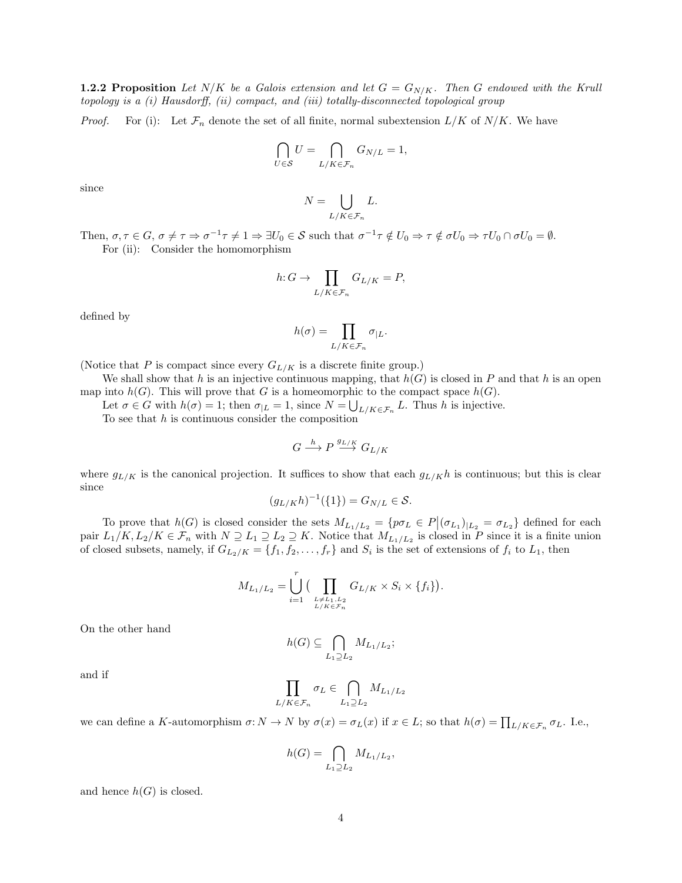**1.2.2 Proposition** *Let $N/K$ be a Galois extension and let $G = G_{N/K}$. Then $G$ endowed with the Krull topology is a (i) Hausdorff, (ii) compact, and (iii) totally-disconnected topological group*

*Proof.* For (i): Let $\mathcal{F}_n$ denote the set of all finite, normal subextension $L/K$ of $N/K$. We have

$$\bigcap_{U \in \mathcal{S}} U = \bigcap_{L/K \in \mathcal{F}_n} G_{N/L} = 1,$$

since

$$N = \bigcup_{L/K \in \mathcal{F}_n} L.$$

Then, $\sigma, \tau \in G$, $\sigma \neq \tau \Rightarrow \sigma^{-1}\tau \neq 1 \Rightarrow \exists U_0 \in \mathcal{S}$ such that $\sigma^{-1}\tau \notin U_0 \Rightarrow \tau \notin \sigma U_0 \Rightarrow \tau U_0 \cap \sigma U_0 = \emptyset$.

For (ii): Consider the homomorphism

$$h \colon G \to \prod_{L/K \in \mathcal{F}_n} G_{L/K} = P,$$

defined by

$$h(\sigma) = \prod_{L/K \in \mathcal{F}_n} \sigma_{|L}.$$

(Notice that $P$ is compact since every $G_{L/K}$ is a discrete finite group.)

We shall show that $h$ is an injective continuous mapping, that $h(G)$ is closed in $P$ and that $h$ is an open map into $h(G)$. This will prove that $G$ is a homeomorphic to the compact space $h(G)$.

Let $\sigma \in G$ with $h(\sigma) = 1$; then $\sigma_{|L} = 1$, since $N = \bigcup_{L/K \in \mathcal{F}_n} L$. Thus $h$ is injective.

To see that $h$ is continuous consider the composition

$$G \xrightarrow{h} P \xrightarrow{g_{L/K}} G_{L/K}$$

where $g_{L/K}$ is the canonical projection. It suffices to show that each $g_{L/K}h$ is continuous; but this is clear since

$$(g_{L/K}h)^{-1}(\{1\}) = G_{N/L} \in \mathcal{S}.$$

To prove that $h(G)$ is closed consider the sets $M_{L_1/L_2} = \{p\sigma_L \in P \big| (\sigma_{L_1})_{|L_2} = \sigma_{L_2}\}$ defined for each pair $L_1/K, L_2/K \in \mathcal{F}_n$ with $N \supseteq L_1 \supseteq L_2 \supseteq K$. Notice that $M_{L_1/L_2}$ is closed in $P$ since it is a finite union of closed subsets, namely, if $G_{L_2/K} = \{f_1, f_2, \ldots, f_r\}$ and $S_i$ is the set of extensions of $f_i$ to $L_1$, then

$$M_{L_1/L_2} = \bigcup_{i=1}^{r} \Big( \prod_{\substack{L \neq L_1, L_2 \\ L/K \in \mathcal{F}_n}} G_{L/K} \times S_i \times \{f_i\} \Big).$$

On the other hand

$$h(G) \subseteq \bigcap_{L_1 \supseteq L_2} M_{L_1/L_2};$$

and if

$$\prod_{L/K \in \mathcal{F}_n} \sigma_L \in \bigcap_{L_1 \supseteq L_2} M_{L_1/L_2}$$

we can define a $K$-automorphism $\sigma \colon N \to N$ by $\sigma(x) = \sigma_L(x)$ if $x \in L$; so that $h(\sigma) = \prod_{L/K \in \mathcal{F}_n} \sigma_L$. I.e.,

$$h(G) = \bigcap_{L_1 \supseteq L_2} M_{L_1/L_2},$$

and hence $h(G)$ is closed.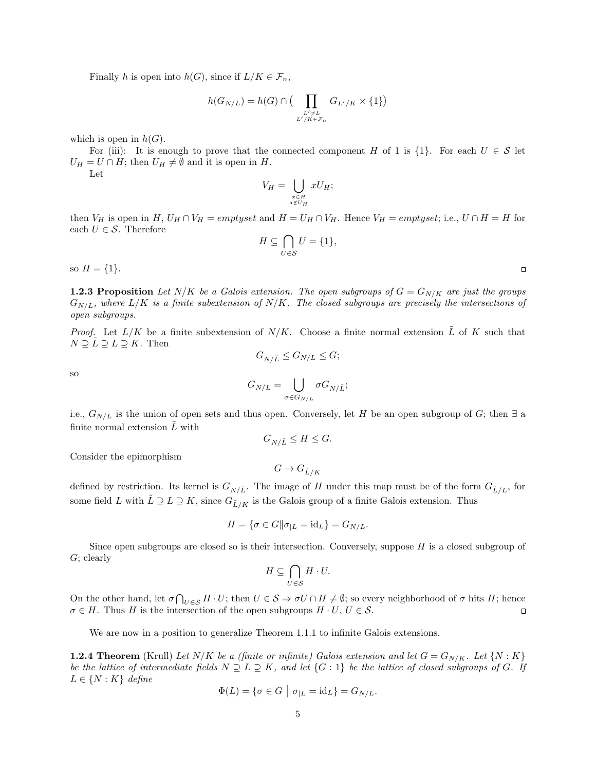Finally $h$ is open into $h(G)$, since if $L/K \in \mathcal{F}_n$,

$$h(G_{N/L}) = h(G) \cap \big( \prod_{\substack{L' \neq L \\ L'/K \in \mathcal{F}_n}} G_{L'/K} \times \{1\}\big)$$

which is open in $h(G)$.

For (iii): It is enough to prove that the connected component $H$ of 1 is $\{1\}$. For each $U \in \mathcal{S}$ let $U_H = U \cap H$; then $U_H \neq \emptyset$ and it is open in $H$.

Let

$$V_H = \bigcup_{\substack{x \in H \\ a \notin U_H}} xU_H;$$

then $V_H$ is open in $H$, $U_H \cap V_H = emptyset$ and $H = U_H \cap V_H$. Hence $V_H = emptyset$; i.e., $U \cap H = H$ for each $U \in \mathcal{S}$. Therefore

$$H \subseteq \bigcap_{U \in \mathcal{S}} U = \{1\},$$

so $H = \{1\}$. ◻

**1.2.3 Proposition** *Let $N/K$ be a Galois extension. The open subgroups of $G = G_{N/K}$ are just the groups $G_{N/L}$, where $L/K$ is a finite subextension of $N/K$. The closed subgroups are precisely the intersections of open subgroups.*

*Proof.* Let $L/K$ be a finite subextension of $N/K$. Choose a finite normal extension $\tilde{L}$ of $K$ such that $N \supseteq \tilde{L} \supseteq L \supseteq K$. Then

$$G_{N/\tilde{L}} \leq G_{N/L} \leq G;$$

so

$$G_{N/L} = \bigcup_{\sigma \in G_{N/L}} \sigma G_{N/\tilde{L}};$$

i.e., $G_{N/L}$ is the union of open sets and thus open. Conversely, let $H$ be an open subgroup of $G$; then $\exists$ a finite normal extension $\tilde{L}$ with

$$G_{N/\tilde{L}} \leq H \leq G.$$

Consider the epimorphism

$$G \to G_{\tilde{L}/K}$$

defined by restriction. Its kernel is $G_{N/\tilde{L}}$. The image of $H$ under this map must be of the form $G_{\tilde{L}/L}$, for some field $L$ with $\tilde{L} \supseteq L \supseteq K$, since $G_{\tilde{L}/K}$ is the Galois group of a finite Galois extension. Thus

$$H = \{\sigma \in G \| \sigma_{|L} = \mathrm{id}_L\} = G_{N/L}.$$

Since open subgroups are closed so is their intersection. Conversely, suppose $H$ is a closed subgroup of $G$; clearly

$$H \subseteq \bigcap_{U \in \mathcal{S}} H \cdot U.$$

On the other hand, let $\sigma \bigcap_{U \in \mathcal{S}} H \cdot U$; then $U \in \mathcal{S} \Rightarrow \sigma U \cap H \neq \emptyset$; so every neighborhood of $\sigma$ hits $H$; hence $\sigma \in H$. Thus $H$ is the intersection of the open subgroups $H \cdot U$, $U \in \mathcal{S}$. ◻

We are now in a position to generalize Theorem 1.1.1 to infinite Galois extensions.

**1.2.4 Theorem** (Krull) *Let $N/K$ be a (finite or infinite) Galois extension and let $G = G_{N/K}$. Let $\{N : K\}$ be the lattice of intermediate fields $N \supseteq L \supseteq K$, and let $\{G : 1\}$ be the lattice of closed subgroups of $G$. If $L \in \{N : K\}$ define*

$$\Phi(L) = \{\sigma \in G \bigm| \sigma_{|L} = \mathrm{id}_L\} = G_{N/L}.$$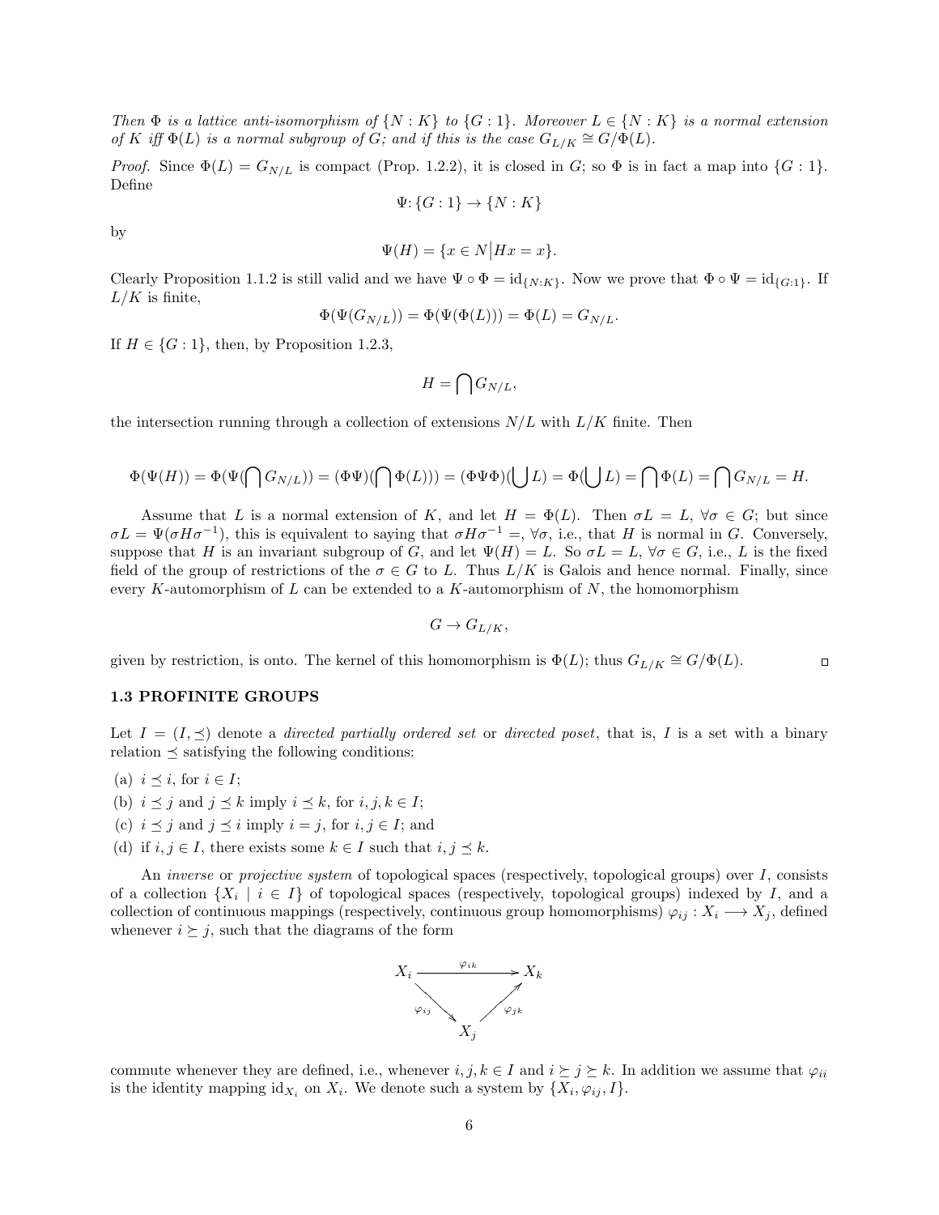*Then $\Phi$ is a lattice anti-isomorphism of $\{N : K\}$ to $\{G : 1\}$. Moreover $L \in \{N : K\}$ is a normal extension of $K$ iff $\Phi(L)$ is a normal subgroup of $G$; and if this is the case $G_{L/K} \cong G/\Phi(L)$.*

*Proof.* Since $\Phi(L) = G_{N/L}$ is compact (Prop. 1.2.2), it is closed in $G$; so $\Phi$ is in fact a map into $\{G : 1\}$. Define

$$\Psi: \{G : 1\} \to \{N : K\}$$

by

$$\Psi(H) = \{x \in N \big| Hx = x\}.$$

Clearly Proposition 1.1.2 is still valid and we have $\Psi \circ \Phi = \mathrm{id}_{\{N:K\}}$. Now we prove that $\Phi \circ \Psi = \mathrm{id}_{\{G:1\}}$. If $L/K$ is finite,

$$\Phi(\Psi(G_{N/L})) = \Phi(\Psi(\Phi(L))) = \Phi(L) = G_{N/L}.$$

If $H \in \{G : 1\}$, then, by Proposition 1.2.3,

$$H = \bigcap G_{N/L},$$

the intersection running through a collection of extensions $N/L$ with $L/K$ finite. Then

$$\Phi(\Psi(H)) = \Phi(\Psi(\bigcap G_{N/L})) = (\Phi\Psi)(\bigcap \Phi(L))) = (\Phi\Psi\Phi)(\bigcup L) = \Phi(\bigcup L) = \bigcap \Phi(L) = \bigcap G_{N/L} = H.$$

Assume that $L$ is a normal extension of $K$, and let $H = \Phi(L)$. Then $\sigma L = L$, $\forall \sigma \in G$; but since $\sigma L = \Psi(\sigma H \sigma^{-1})$, this is equivalent to saying that $\sigma H \sigma^{-1} =$, $\forall \sigma$, i.e., that $H$ is normal in $G$. Conversely, suppose that $H$ is an invariant subgroup of $G$, and let $\Psi(H) = L$. So $\sigma L = L$, $\forall \sigma \in G$, i.e., $L$ is the fixed field of the group of restrictions of the $\sigma \in G$ to $L$. Thus $L/K$ is Galois and hence normal. Finally, since every $K$-automorphism of $L$ can be extended to a $K$-automorphism of $N$, the homomorphism

$$G \to G_{L/K},$$

given by restriction, is onto. The kernel of this homomorphism is $\Phi(L)$; thus $G_{L/K} \cong G/\Phi(L)$. □

### 1.3 PROFINITE GROUPS

Let $I = (I, \preceq)$ denote a *directed partially ordered set* or *directed poset*, that is, $I$ is a set with a binary relation $\preceq$ satisfying the following conditions:

(a) $i \preceq i$, for $i \in I$;

(b) $i \preceq j$ and $j \preceq k$ imply $i \preceq k$, for $i, j, k \in I$;

(c) $i \preceq j$ and $j \preceq i$ imply $i = j$, for $i, j \in I$; and

(d) if $i, j \in I$, there exists some $k \in I$ such that $i, j \preceq k$.

An *inverse* or *projective system* of topological spaces (respectively, topological groups) over $I$, consists of a collection $\{X_i \mid i \in I\}$ of topological spaces (respectively, topological groups) indexed by $I$, and a collection of continuous mappings (respectively, continuous group homomorphisms) $\varphi_{ij} : X_i \longrightarrow X_j$, defined whenever $i \succeq j$, such that the diagrams of the form

$$\begin{array}{ccc} X_i & \xrightarrow{\varphi_{ik}} & X_k \\ & {\scriptstyle\varphi_{ij}}\searrow \quad \nearrow{\scriptstyle\varphi_{jk}} & \\ & X_j & \end{array}$$

commute whenever they are defined, i.e., whenever $i, j, k \in I$ and $i \succeq j \succeq k$. In addition we assume that $\varphi_{ii}$ is the identity mapping $\mathrm{id}_{X_i}$ on $X_i$. We denote such a system by $\{X_i, \varphi_{ij}, I\}$.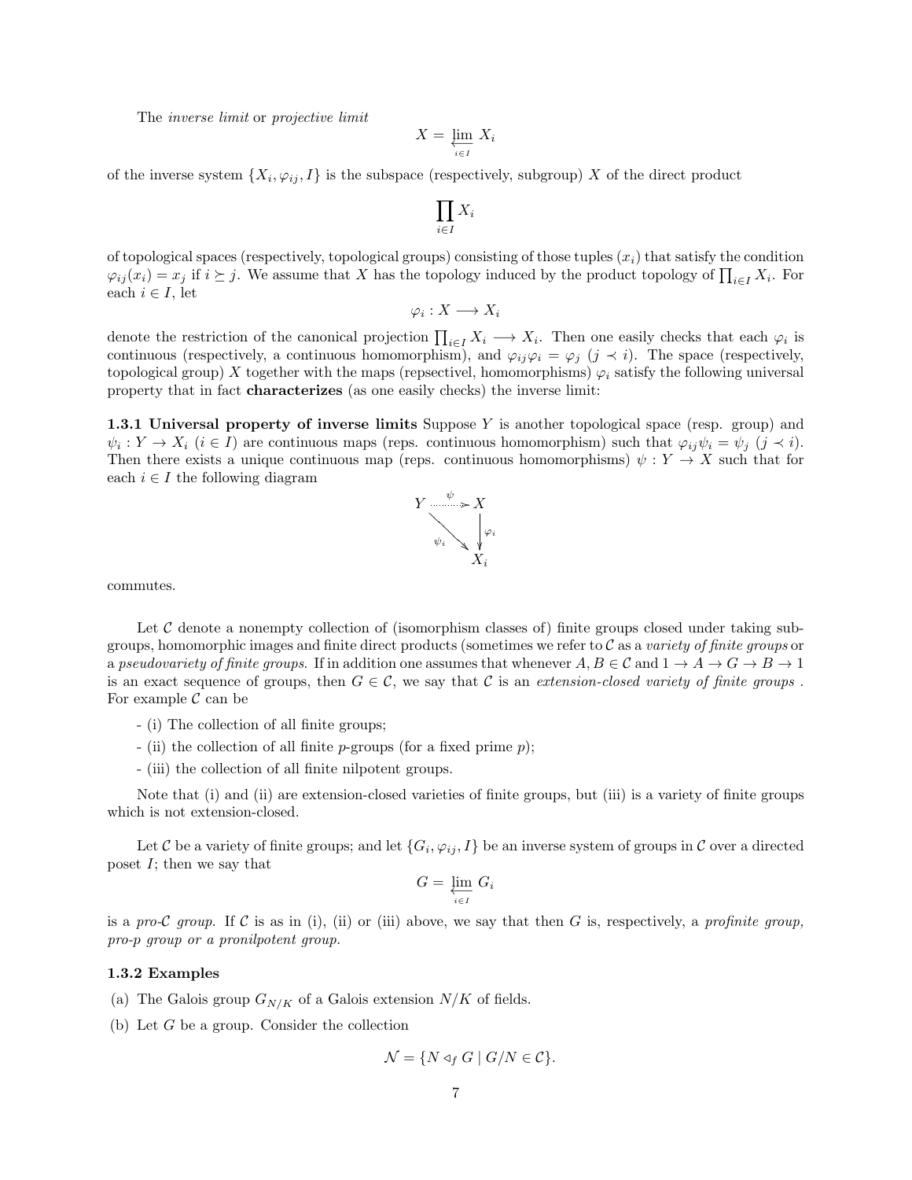The *inverse limit* or *projective limit*

$$X = \varprojlim_{i \in I} X_i$$

of the inverse system $\{X_i, \varphi_{ij}, I\}$ is the subspace (respectively, subgroup) $X$ of the direct product

$$\prod_{i \in I} X_i$$

of topological spaces (respectively, topological groups) consisting of those tuples $(x_i)$ that satisfy the condition $\varphi_{ij}(x_i) = x_j$ if $i \succeq j$. We assume that $X$ has the topology induced by the product topology of $\prod_{i \in I} X_i$. For each $i \in I$, let

$$\varphi_i : X \longrightarrow X_i$$

denote the restriction of the canonical projection $\prod_{i \in I} X_i \longrightarrow X_i$. Then one easily checks that each $\varphi_i$ is continuous (respectively, a continuous homomorphism), and $\varphi_{ij}\varphi_i = \varphi_j$ $(j \prec i)$. The space (respectively, topological group) $X$ together with the maps (repsectivel, homomorphisms) $\varphi_i$ satisfy the following universal property that in fact **characterizes** (as one easily checks) the inverse limit:

**1.3.1 Universal property of inverse limits** Suppose $Y$ is another topological space (resp. group) and $\psi_i : Y \to X_i$ $(i \in I)$ are continuous maps (reps. continuous homomorphism) such that $\varphi_{ij}\psi_i = \psi_j$ $(j \prec i)$. Then there exists a unique continuous map (reps. continuous homomorphisms) $\psi : Y \to X$ such that for each $i \in I$ the following diagram

$$\begin{array}{ccc} Y & \overset{\psi}{\dashrightarrow} & X \\ & \searrow_{\psi_i} & \downarrow{\varphi_i} \\ & & X_i \end{array}$$

commutes.

Let $\mathcal{C}$ denote a nonempty collection of (isomorphism classes of) finite groups closed under taking subgroups, homomorphic images and finite direct products (sometimes we refer to $\mathcal{C}$ as a *variety of finite groups* or a *pseudovariety of finite groups*. If in addition one assumes that whenever $A, B \in \mathcal{C}$ and $1 \to A \to G \to B \to 1$ is an exact sequence of groups, then $G \in \mathcal{C}$, we say that $\mathcal{C}$ is an *extension-closed variety of finite groups* . For example $\mathcal{C}$ can be

- (i) The collection of all finite groups;
- (ii) the collection of all finite $p$-groups (for a fixed prime $p$);
- (iii) the collection of all finite nilpotent groups.

Note that (i) and (ii) are extension-closed varieties of finite groups, but (iii) is a variety of finite groups which is not extension-closed.

Let $\mathcal{C}$ be a variety of finite groups; and let $\{G_i, \varphi_{ij}, I\}$ be an inverse system of groups in $\mathcal{C}$ over a directed poset $I$; then we say that

$$G = \varprojlim_{i \in I} G_i$$

is a *pro-$\mathcal{C}$ group.* If $\mathcal{C}$ is as in (i), (ii) or (iii) above, we say that then $G$ is, respectively, a *profinite group, pro-p group or a pronilpotent group.*

**1.3.2 Examples**

(a) The Galois group $G_{N/K}$ of a Galois extension $N/K$ of fields.

(b) Let $G$ be a group. Consider the collection

$$\mathcal{N} = \{N \triangleleft_f G \mid G/N \in \mathcal{C}\}.$$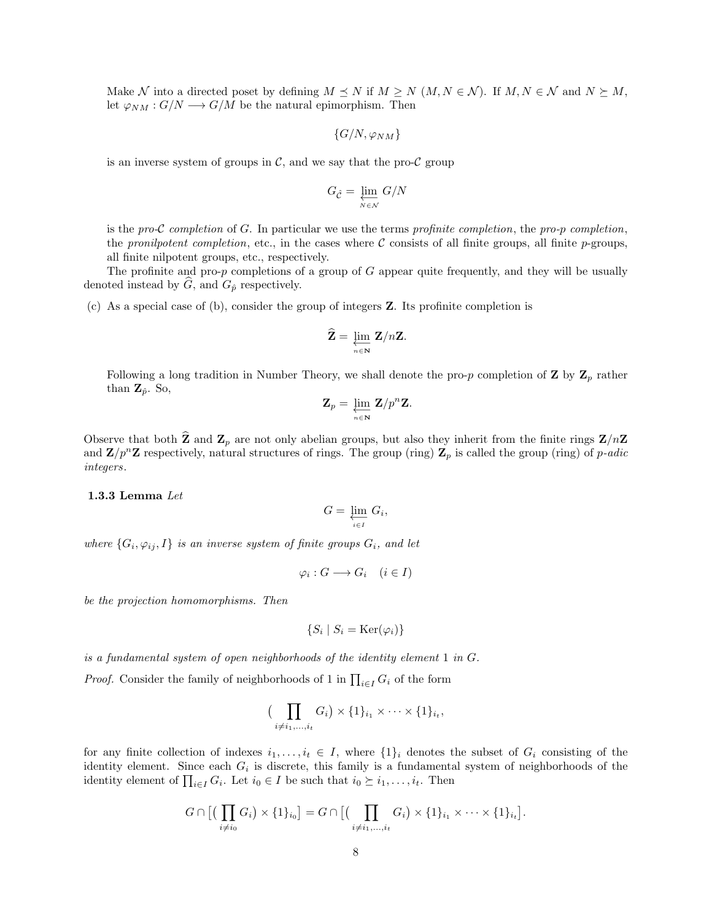Make $\mathcal{N}$ into a directed poset by defining $M \preceq N$ if $M \geq N$ ($M, N \in \mathcal{N}$). If $M, N \in \mathcal{N}$ and $N \succeq M$, let $\varphi_{NM} : G/N \longrightarrow G/M$ be the natural epimorphism. Then

$$\{G/N, \varphi_{NM}\}$$

is an inverse system of groups in $\mathcal{C}$, and we say that the pro-$\mathcal{C}$ group

$$G_{\hat{\mathcal{C}}} = \varprojlim_{N \in \mathcal{N}} G/N$$

is the *pro-$\mathcal{C}$ completion* of $G$. In particular we use the terms *profinite completion*, the *pro-p completion*, the *pronilpotent completion*, etc., in the cases where $\mathcal{C}$ consists of all finite groups, all finite $p$-groups, all finite nilpotent groups, etc., respectively.

The profinite and pro-$p$ completions of a group of $G$ appear quite frequently, and they will be usually denoted instead by $\widehat{G}$, and $G_{\hat{p}}$ respectively.

(c) As a special case of (b), consider the group of integers $\mathbf{Z}$. Its profinite completion is

$$\widehat{\mathbf{Z}} = \varprojlim_{n \in \mathbf{N}} \mathbf{Z}/n\mathbf{Z}.$$

Following a long tradition in Number Theory, we shall denote the pro-$p$ completion of $\mathbf{Z}$ by $\mathbf{Z}_p$ rather than $\mathbf{Z}_{\hat{p}}$. So,

$$\mathbf{Z}_p = \varprojlim_{n \in \mathbf{N}} \mathbf{Z}/p^n\mathbf{Z}.$$

Observe that both $\widehat{\mathbf{Z}}$ and $\mathbf{Z}_p$ are not only abelian groups, but also they inherit from the finite rings $\mathbf{Z}/n\mathbf{Z}$ and $\mathbf{Z}/p^n\mathbf{Z}$ respectively, natural structures of rings. The group (ring) $\mathbf{Z}_p$ is called the group (ring) of *p-adic integers*.

**1.3.3 Lemma** *Let*

$$G = \varprojlim_{i \in I} G_i,$$

*where $\{G_i, \varphi_{ij}, I\}$ is an inverse system of finite groups $G_i$, and let*

$$\varphi_i : G \longrightarrow G_i \quad (i \in I)$$

*be the projection homomorphisms. Then*

$$\{S_i \mid S_i = \mathrm{Ker}(\varphi_i)\}$$

*is a fundamental system of open neighborhoods of the identity element 1 in $G$.*

*Proof.* Consider the family of neighborhoods of 1 in $\prod_{i \in I} G_i$ of the form

$$\Big(\prod_{i \neq i_1, \dots, i_t} G_i\Big) \times \{1\}_{i_1} \times \cdots \times \{1\}_{i_t},$$

for any finite collection of indexes $i_1, \dots, i_t \in I$, where $\{1\}_i$ denotes the subset of $G_i$ consisting of the identity element. Since each $G_i$ is discrete, this family is a fundamental system of neighborhoods of the identity element of $\prod_{i \in I} G_i$. Let $i_0 \in I$ be such that $i_0 \succeq i_1, \dots, i_t$. Then

$$G \cap \big[\big(\prod_{i \neq i_0} G_i\big) \times \{1\}_{i_0}\big] = G \cap \big[\big(\prod_{i \neq i_1, \dots, i_t} G_i\big) \times \{1\}_{i_1} \times \cdots \times \{1\}_{i_t}\big].$$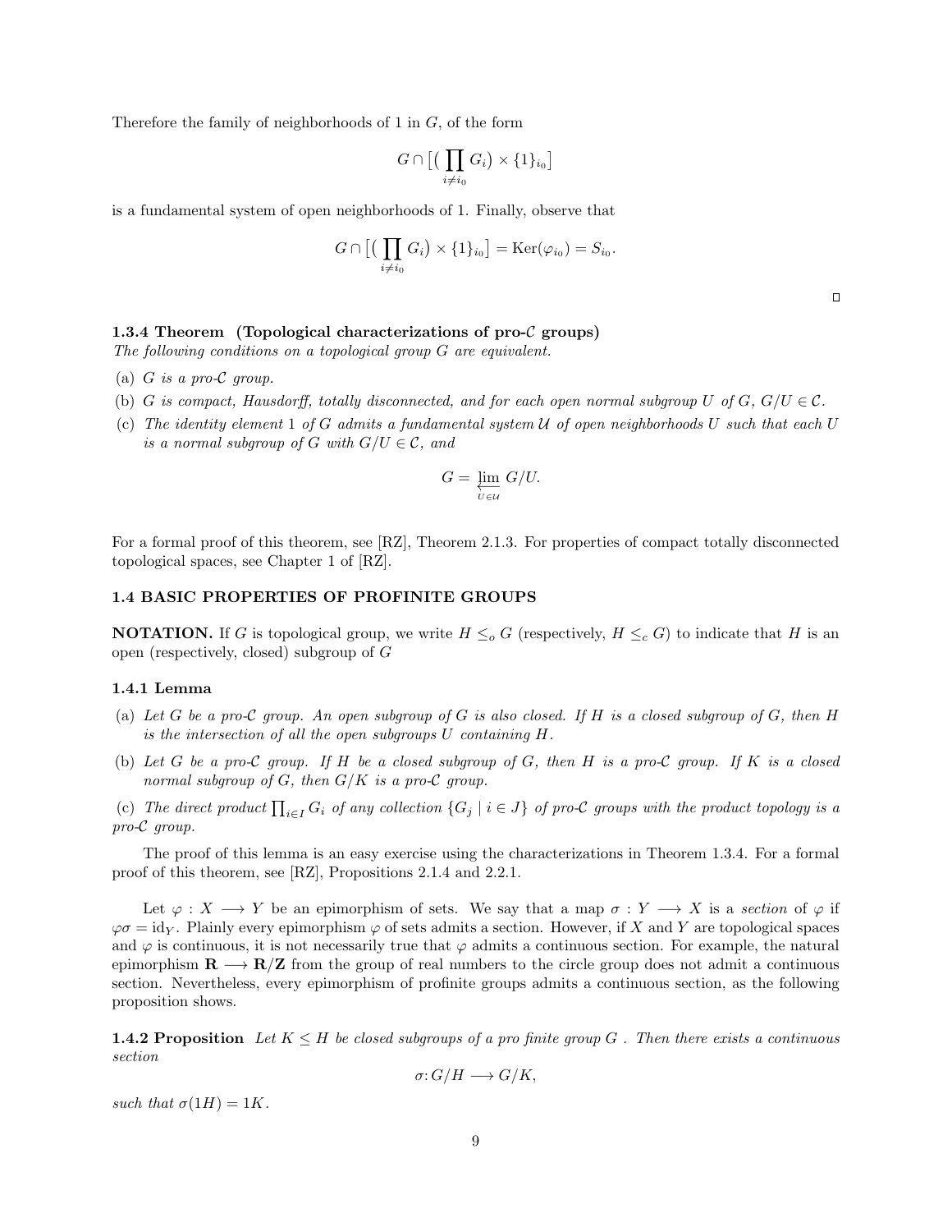Therefore the family of neighborhoods of 1 in $G$, of the form

$$G \cap \big[ \big( \prod_{i \neq i_0} G_i \big) \times \{1\}_{i_0} \big]$$

is a fundamental system of open neighborhoods of 1. Finally, observe that

$$G \cap \big[ \big( \prod_{i \neq i_0} G_i \big) \times \{1\}_{i_0} \big] = \mathrm{Ker}(\varphi_{i_0}) = S_{i_0}.$$

□

#### 1.3.4 Theorem (Topological characterizations of pro-$\mathcal{C}$ groups)

*The following conditions on a topological group $G$ are equivalent.*

(a) *$G$ is a pro-$\mathcal{C}$ group.*

(b) *$G$ is compact, Hausdorff, totally disconnected, and for each open normal subgroup $U$ of $G$, $G/U \in \mathcal{C}$.*

(c) *The identity element 1 of $G$ admits a fundamental system $\mathcal{U}$ of open neighborhoods $U$ such that each $U$ is a normal subgroup of $G$ with $G/U \in \mathcal{C}$, and*

$$G = \varprojlim_{U \in \mathcal{U}} G/U.$$

For a formal proof of this theorem, see [RZ], Theorem 2.1.3. For properties of compact totally disconnected topological spaces, see Chapter 1 of [RZ].

### 1.4 BASIC PROPERTIES OF PROFINITE GROUPS

**NOTATION.** If $G$ is topological group, we write $H \leq_o G$ (respectively, $H \leq_c G$) to indicate that $H$ is an open (respectively, closed) subgroup of $G$

#### 1.4.1 Lemma

(a) *Let $G$ be a pro-$\mathcal{C}$ group. An open subgroup of $G$ is also closed. If $H$ is a closed subgroup of $G$, then $H$ is the intersection of all the open subgroups $U$ containing $H$.*

(b) *Let $G$ be a pro-$\mathcal{C}$ group. If $H$ be a closed subgroup of $G$, then $H$ is a pro-$\mathcal{C}$ group. If $K$ is a closed normal subgroup of $G$, then $G/K$ is a pro-$\mathcal{C}$ group.*

(c) *The direct product $\prod_{i \in I} G_i$ of any collection $\{G_j \mid i \in J\}$ of pro-$\mathcal{C}$ groups with the product topology is a pro-$\mathcal{C}$ group.*

The proof of this lemma is an easy exercise using the characterizations in Theorem 1.3.4. For a formal proof of this theorem, see [RZ], Propositions 2.1.4 and 2.2.1.

Let $\varphi : X \longrightarrow Y$ be an epimorphism of sets. We say that a map $\sigma : Y \longrightarrow X$ is a *section* of $\varphi$ if $\varphi\sigma = \mathrm{id}_Y$. Plainly every epimorphism $\varphi$ of sets admits a section. However, if $X$ and $Y$ are topological spaces and $\varphi$ is continuous, it is not necessarily true that $\varphi$ admits a continuous section. For example, the natural epimorphism $\mathbf{R} \longrightarrow \mathbf{R}/\mathbf{Z}$ from the group of real numbers to the circle group does not admit a continuous section. Nevertheless, every epimorphism of profinite groups admits a continuous section, as the following proposition shows.

**1.4.2 Proposition** *Let $K \leq H$ be closed subgroups of a pro finite group $G$ . Then there exists a continuous section*

$$\sigma : G/H \longrightarrow G/K,$$

*such that $\sigma(1H) = 1K$.*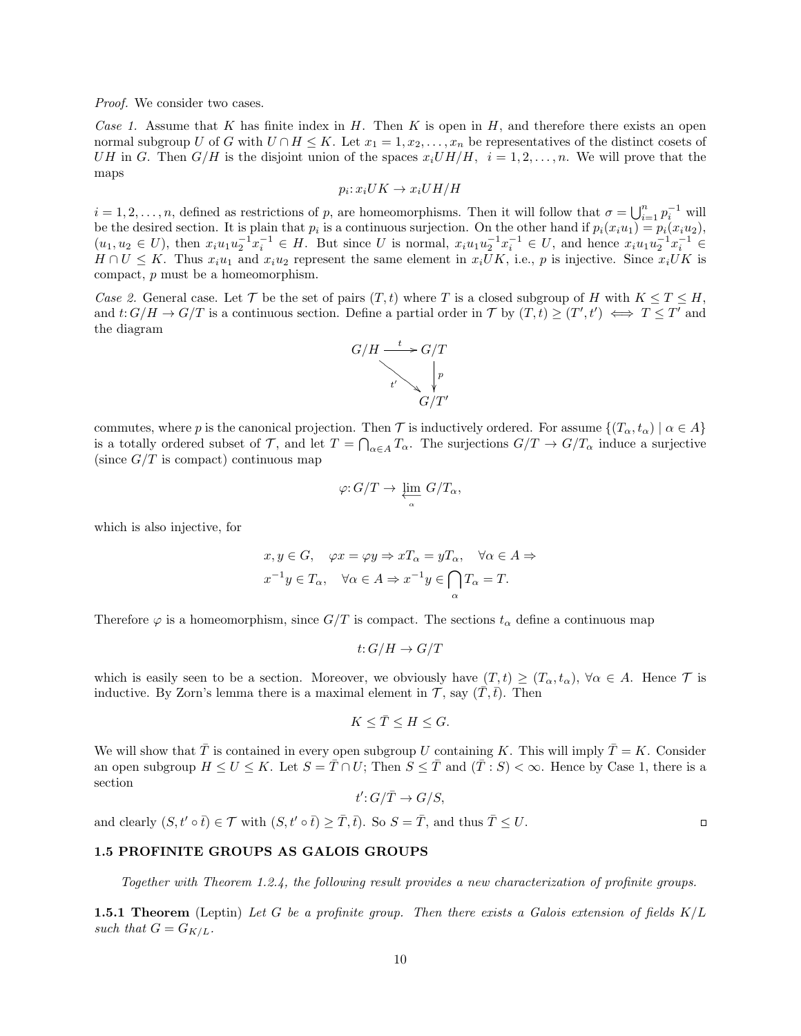*Proof.* We consider two cases.

*Case 1.* Assume that $K$ has finite index in $H$. Then $K$ is open in $H$, and therefore there exists an open normal subgroup $U$ of $G$ with $U \cap H \leq K$. Let $x_1 = 1, x_2, \ldots, x_n$ be representatives of the distinct cosets of $UH$ in $G$. Then $G/H$ is the disjoint union of the spaces $x_i UH/H$, $i = 1, 2, \ldots, n$. We will prove that the maps

$$p_i: x_i UK \to x_i UH/H$$

$i = 1, 2, \ldots, n$, defined as restrictions of $p$, are homeomorphisms. Then it will follow that $\sigma = \bigcup_{i=1}^n p_i^{-1}$ will be the desired section. It is plain that $p_i$ is a continuous surjection. On the other hand if $p_i(x_i u_1) = p_i(x_i u_2)$, $(u_1, u_2 \in U)$, then $x_i u_1 u_2^{-1} x_i^{-1} \in H$. But since $U$ is normal, $x_i u_1 u_2^{-1} x_i^{-1} \in U$, and hence $x_i u_1 u_2^{-1} x_i^{-1} \in H \cap U \leq K$. Thus $x_i u_1$ and $x_i u_2$ represent the same element in $x_i UK$, i.e., $p$ is injective. Since $x_i UK$ is compact, $p$ must be a homeomorphism.

*Case 2.* General case. Let $\mathcal{T}$ be the set of pairs $(T, t)$ where $T$ is a closed subgroup of $H$ with $K \leq T \leq H$, and $t: G/H \to G/T$ is a continuous section. Define a partial order in $\mathcal{T}$ by $(T, t) \geq (T', t') \iff T \leq T'$ and the diagram

$$\begin{array}{ccc} G/H & \xrightarrow{t} & G/T \\ & \searrow^{t'} & \downarrow p \\ & & G/T' \end{array}$$

commutes, where $p$ is the canonical projection. Then $\mathcal{T}$ is inductively ordered. For assume $\{(T_\alpha, t_\alpha) \mid \alpha \in A\}$ is a totally ordered subset of $\mathcal{T}$, and let $T = \bigcap_{\alpha \in A} T_\alpha$. The surjections $G/T \to G/T_\alpha$ induce a surjective (since $G/T$ is compact) continuous map

$$\varphi: G/T \to \varprojlim_{\alpha} G/T_\alpha,$$

which is also injective, for

$$\begin{aligned} &x, y \in G, \quad \varphi x = \varphi y \Rightarrow x T_\alpha = y T_\alpha, \quad \forall \alpha \in A \Rightarrow \\ &x^{-1} y \in T_\alpha, \quad \forall \alpha \in A \Rightarrow x^{-1} y \in \bigcap_\alpha T_\alpha = T. \end{aligned}$$

Therefore $\varphi$ is a homeomorphism, since $G/T$ is compact. The sections $t_\alpha$ define a continuous map

$$t: G/H \to G/T$$

which is easily seen to be a section. Moreover, we obviously have $(T, t) \geq (T_\alpha, t_\alpha)$, $\forall \alpha \in A$. Hence $\mathcal{T}$ is inductive. By Zorn's lemma there is a maximal element in $\mathcal{T}$, say $(\bar{T}, \bar{t})$. Then

$$K \leq \bar{T} \leq H \leq G.$$

We will show that $\bar{T}$ is contained in every open subgroup $U$ containing $K$. This will imply $\bar{T} = K$. Consider an open subgroup $H \leq U \leq K$. Let $S = \bar{T} \cap U$; Then $S \leq \bar{T}$ and $(\bar{T} : S) < \infty$. Hence by Case 1, there is a section

$$t': G/\bar{T} \to G/S,$$

and clearly $(S, t' \circ \bar{t}) \in \mathcal{T}$ with $(S, t' \circ \bar{t}) \geq \bar{T}, \bar{t})$. So $S = \bar{T}$, and thus $\bar{T} \leq U$. □

## 1.5 PROFINITE GROUPS AS GALOIS GROUPS

*Together with Theorem 1.2.4, the following result provides a new characterization of profinite groups.*

**1.5.1 Theorem** (Leptin) *Let $G$ be a profinite group. Then there exists a Galois extension of fields $K/L$ such that $G = G_{K/L}$.*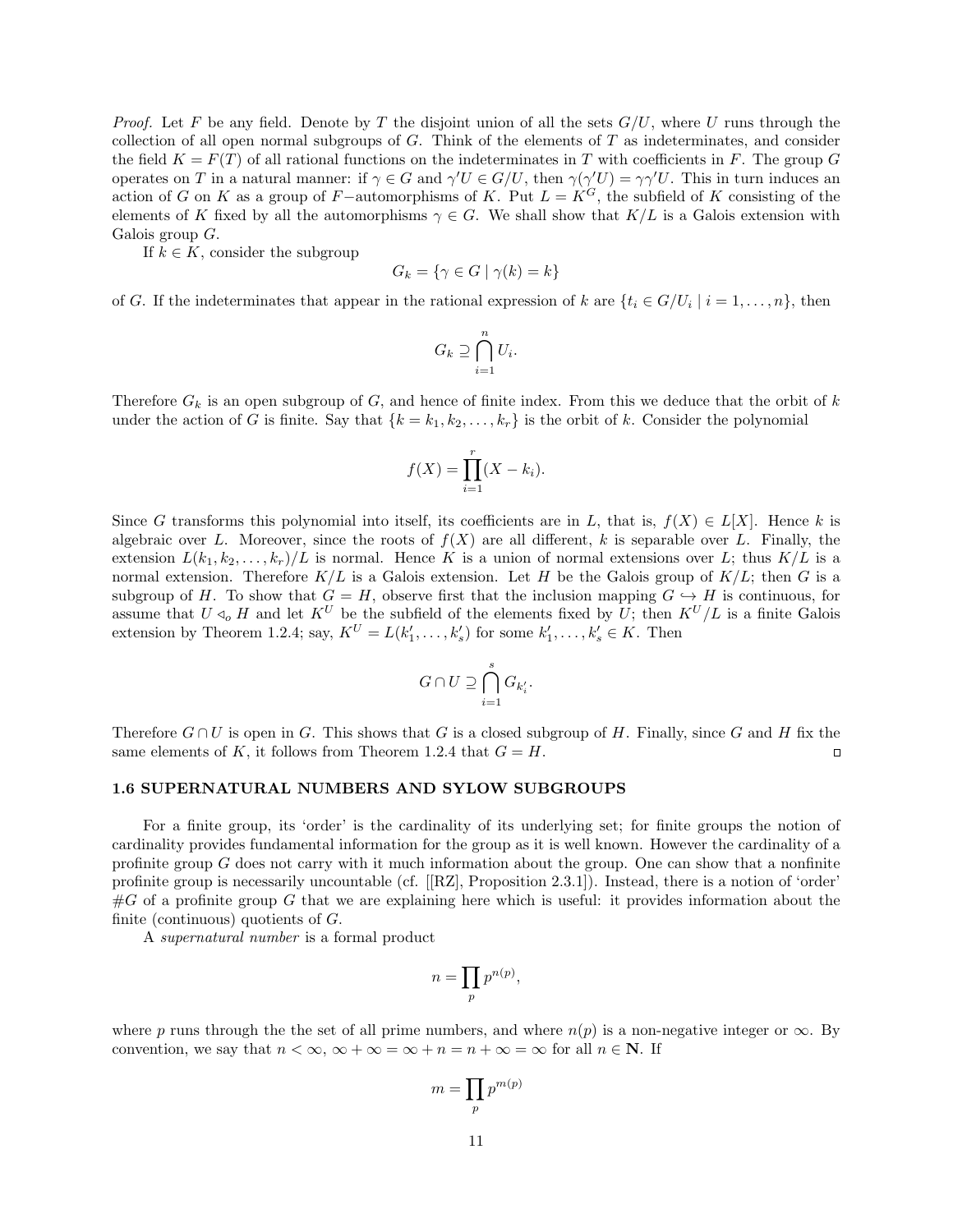*Proof.* Let $F$ be any field. Denote by $T$ the disjoint union of all the sets $G/U$, where $U$ runs through the collection of all open normal subgroups of $G$. Think of the elements of $T$ as indeterminates, and consider the field $K = F(T)$ of all rational functions on the indeterminates in $T$ with coefficients in $F$. The group $G$ operates on $T$ in a natural manner: if $\gamma \in G$ and $\gamma' U \in G/U$, then $\gamma(\gamma' U) = \gamma\gamma' U$. This in turn induces an action of $G$ on $K$ as a group of $F$−automorphisms of $K$. Put $L = K^G$, the subfield of $K$ consisting of the elements of $K$ fixed by all the automorphisms $\gamma \in G$. We shall show that $K/L$ is a Galois extension with Galois group $G$.

If $k \in K$, consider the subgroup

$$G_k = \{\gamma \in G \mid \gamma(k) = k\}$$

of $G$. If the indeterminates that appear in the rational expression of $k$ are $\{t_i \in G/U_i \mid i = 1, \ldots, n\}$, then

$$G_k \supseteq \bigcap_{i=1}^{n} U_i.$$

Therefore $G_k$ is an open subgroup of $G$, and hence of finite index. From this we deduce that the orbit of $k$ under the action of $G$ is finite. Say that $\{k = k_1, k_2, \ldots, k_r\}$ is the orbit of $k$. Consider the polynomial

$$f(X) = \prod_{i=1}^{r}(X - k_i).$$

Since $G$ transforms this polynomial into itself, its coefficients are in $L$, that is, $f(X) \in L[X]$. Hence $k$ is algebraic over $L$. Moreover, since the roots of $f(X)$ are all different, $k$ is separable over $L$. Finally, the extension $L(k_1, k_2, \ldots, k_r)/L$ is normal. Hence $K$ is a union of normal extensions over $L$; thus $K/L$ is a normal extension. Therefore $K/L$ is a Galois extension. Let $H$ be the Galois group of $K/L$; then $G$ is a subgroup of $H$. To show that $G = H$, observe first that the inclusion mapping $G \hookrightarrow H$ is continuous, for assume that $U \triangleleft_o H$ and let $K^U$ be the subfield of the elements fixed by $U$; then $K^U/L$ is a finite Galois extension by Theorem 1.2.4; say, $K^U = L(k_1', \ldots, k_s')$ for some $k_1', \ldots, k_s' \in K$. Then

$$G \cap U \supseteq \bigcap_{i=1}^{s} G_{k_i'}.$$

Therefore $G \cap U$ is open in $G$. This shows that $G$ is a closed subgroup of $H$. Finally, since $G$ and $H$ fix the same elements of $K$, it follows from Theorem 1.2.4 that $G = H$. □

## 1.6 SUPERNATURAL NUMBERS AND SYLOW SUBGROUPS

For a finite group, its 'order' is the cardinality of its underlying set; for finite groups the notion of cardinality provides fundamental information for the group as it is well known. However the cardinality of a profinite group $G$ does not carry with it much information about the group. One can show that a nonfinite profinite group is necessarily uncountable (cf. [[RZ], Proposition 2.3.1]). Instead, there is a notion of 'order' $\#G$ of a profinite group $G$ that we are explaining here which is useful: it provides information about the finite (continuous) quotients of $G$.

A *supernatural number* is a formal product

$$n = \prod_{p} p^{n(p)},$$

where $p$ runs through the the set of all prime numbers, and where $n(p)$ is a non-negative integer or $\infty$. By convention, we say that $n < \infty$, $\infty + \infty = \infty + n = n + \infty = \infty$ for all $n \in \mathbf{N}$. If

$$m = \prod_{p} p^{m(p)}$$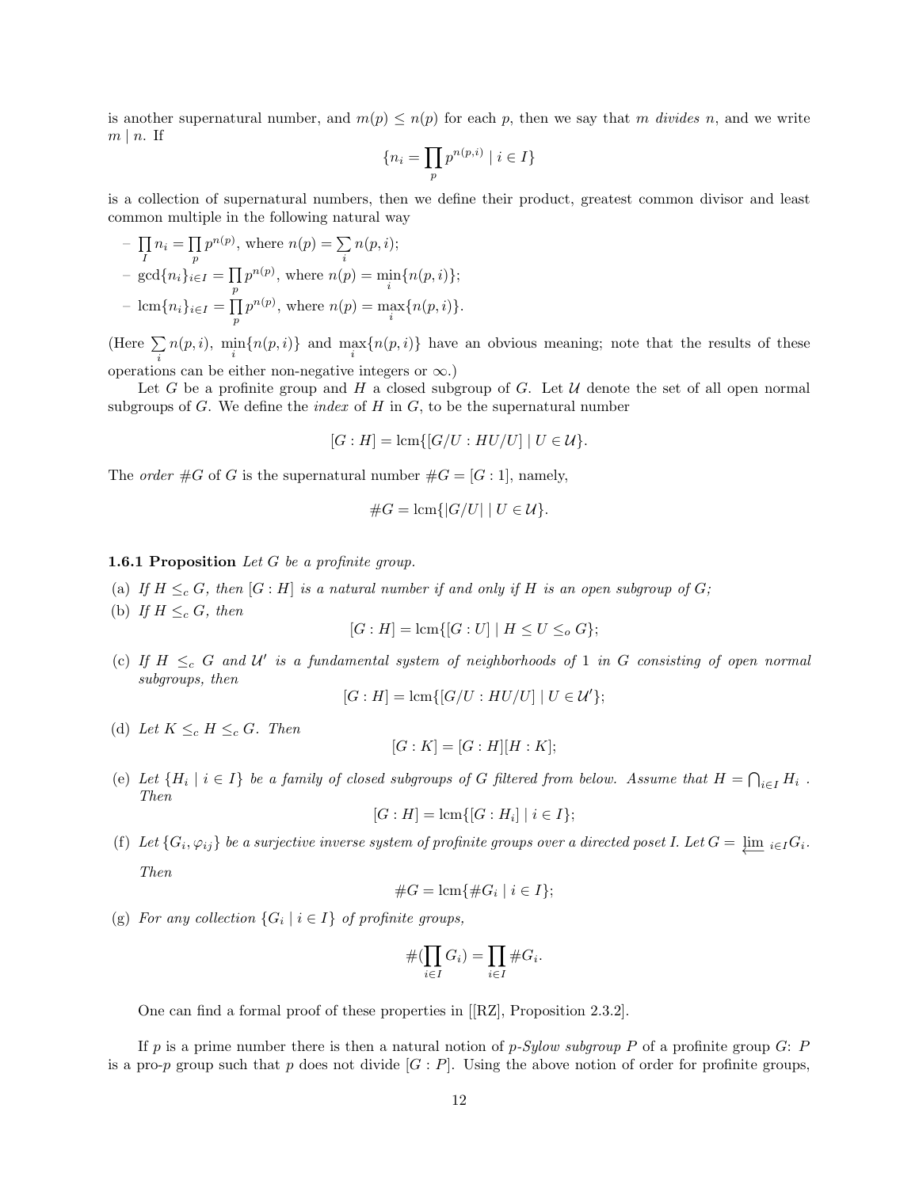is another supernatural number, and $m(p) \leq n(p)$ for each $p$, then we say that $m$ *divides* $n$, and we write $m \mid n$. If

$$\{n_i = \prod_p p^{n(p,i)} \mid i \in I\}$$

is a collection of supernatural numbers, then we define their product, greatest common divisor and least common multiple in the following natural way

- $\prod_I n_i = \prod_p p^{n(p)}$, where $n(p) = \sum_i n(p,i)$;
- $\gcd\{n_i\}_{i \in I} = \prod_p p^{n(p)}$, where $n(p) = \min_i\{n(p,i)\}$;
- $\operatorname{lcm}\{n_i\}_{i \in I} = \prod_p p^{n(p)}$, where $n(p) = \max_i\{n(p,i)\}$.

(Here $\sum_i n(p,i)$, $\min_i\{n(p,i)\}$ and $\max_i\{n(p,i)\}$ have an obvious meaning; note that the results of these operations can be either non-negative integers or $\infty$.)

Let $G$ be a profinite group and $H$ a closed subgroup of $G$. Let $\mathcal{U}$ denote the set of all open normal subgroups of $G$. We define the *index* of $H$ in $G$, to be the supernatural number

$$[G : H] = \operatorname{lcm}\{[G/U : HU/U] \mid U \in \mathcal{U}\}.$$

The *order* $\#G$ of $G$ is the supernatural number $\#G = [G : 1]$, namely,

$$\#G = \operatorname{lcm}\{|G/U| \mid U \in \mathcal{U}\}.$$

**1.6.1 Proposition** *Let $G$ be a profinite group.*

(a) *If $H \leq_c G$, then $[G : H]$ is a natural number if and only if $H$ is an open subgroup of $G$;*

(b) *If $H \leq_c G$, then*
$$[G : H] = \operatorname{lcm}\{[G : U] \mid H \leq U \leq_o G\};$$

(c) *If $H \leq_c G$ and $\mathcal{U}'$ is a fundamental system of neighborhoods of 1 in $G$ consisting of open normal subgroups, then*
$$[G : H] = \operatorname{lcm}\{[G/U : HU/U] \mid U \in \mathcal{U}'\};$$

(d) *Let $K \leq_c H \leq_c G$. Then*
$$[G : K] = [G : H][H : K];$$

(e) *Let $\{H_i \mid i \in I\}$ be a family of closed subgroups of $G$ filtered from below. Assume that $H = \bigcap_{i \in I} H_i$. Then*
$$[G : H] = \operatorname{lcm}\{[G : H_i] \mid i \in I\};$$

(f) *Let $\{G_i, \varphi_{ij}\}$ be a surjective inverse system of profinite groups over a directed poset I. Let $G = \varprojlim_{i \in I} G_i$. Then*
$$\#G = \operatorname{lcm}\{\#G_i \mid i \in I\};$$

(g) *For any collection $\{G_i \mid i \in I\}$ of profinite groups,*
$$\#(\prod_{i \in I} G_i) = \prod_{i \in I} \#G_i.$$

One can find a formal proof of these properties in [[RZ], Proposition 2.3.2].

If $p$ is a prime number there is then a natural notion of *$p$-Sylow subgroup* $P$ of a profinite group $G$: $P$ is a pro-$p$ group such that $p$ does not divide $[G : P]$. Using the above notion of order for profinite groups,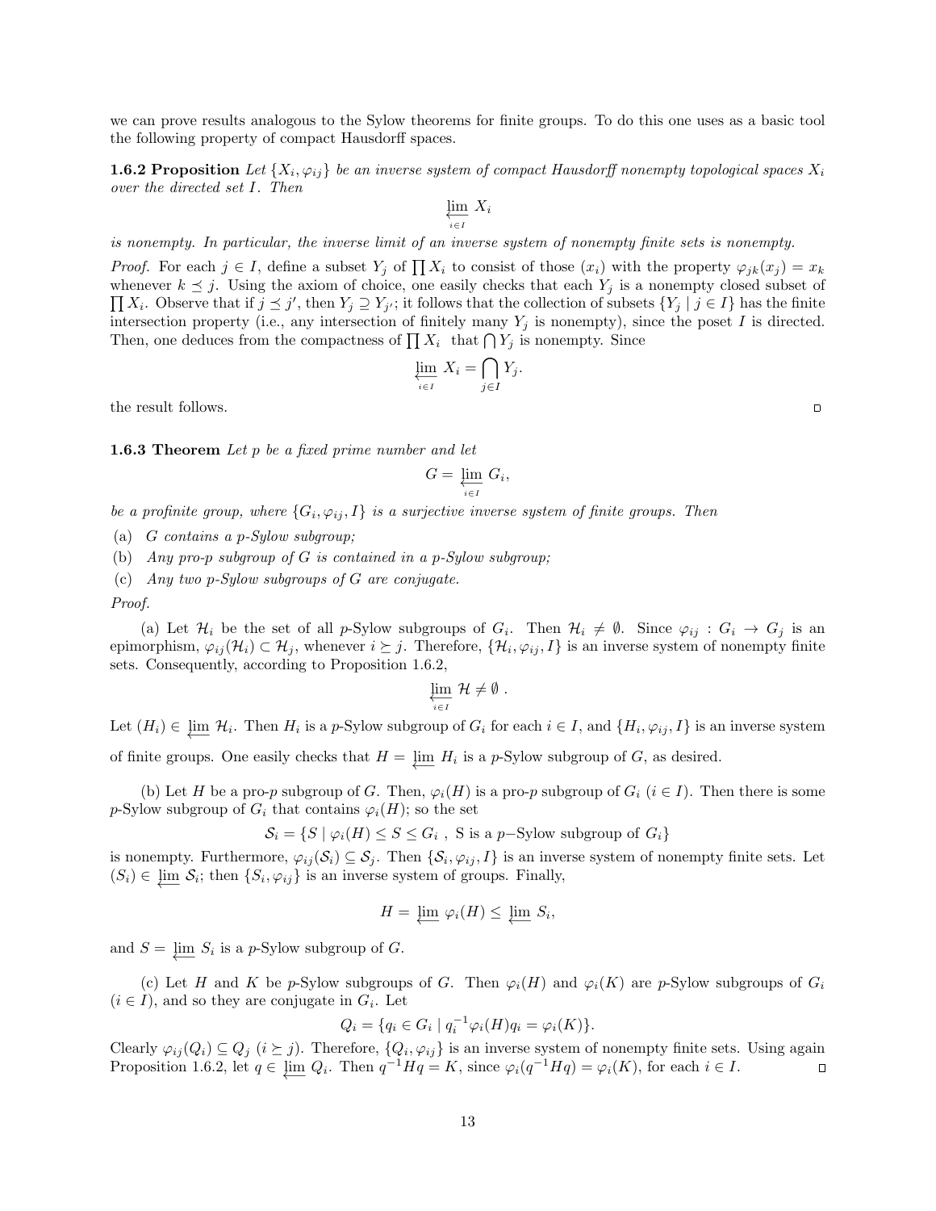we can prove results analogous to the Sylow theorems for finite groups. To do this one uses as a basic tool the following property of compact Hausdorff spaces.

**1.6.2 Proposition** *Let $\{X_i, \varphi_{ij}\}$ be an inverse system of compact Hausdorff nonempty topological spaces $X_i$ over the directed set $I$. Then*

$$\varprojlim_{i\in I} X_i$$

*is nonempty. In particular, the inverse limit of an inverse system of nonempty finite sets is nonempty.*

*Proof.* For each $j \in I$, define a subset $Y_j$ of $\prod X_i$ to consist of those $(x_i)$ with the property $\varphi_{jk}(x_j) = x_k$ whenever $k \preceq j$. Using the axiom of choice, one easily checks that each $Y_j$ is a nonempty closed subset of $\prod X_i$. Observe that if $j \preceq j'$, then $Y_j \supseteq Y_{j'}$; it follows that the collection of subsets $\{Y_j \mid j \in I\}$ has the finite intersection property (i.e., any intersection of finitely many $Y_j$ is nonempty), since the poset $I$ is directed. Then, one deduces from the compactness of $\prod X_i$ that $\bigcap Y_j$ is nonempty. Since

$$\varprojlim_{i\in I} X_i = \bigcap_{j\in I} Y_j.$$

the result follows. □

**1.6.3 Theorem** *Let $p$ be a fixed prime number and let*

$$G = \varprojlim_{i\in I} G_i,$$

*be a profinite group, where $\{G_i, \varphi_{ij}, I\}$ is a surjective inverse system of finite groups. Then*

(a) *$G$ contains a $p$-Sylow subgroup;*

(b) *Any pro-$p$ subgroup of $G$ is contained in a $p$-Sylow subgroup;*

(c) *Any two $p$-Sylow subgroups of $G$ are conjugate.*

*Proof.*

(a) Let $\mathcal{H}_i$ be the set of all $p$-Sylow subgroups of $G_i$. Then $\mathcal{H}_i \neq \emptyset$. Since $\varphi_{ij} : G_i \to G_j$ is an epimorphism, $\varphi_{ij}(\mathcal{H}_i) \subset \mathcal{H}_j$, whenever $i \succeq j$. Therefore, $\{\mathcal{H}_i, \varphi_{ij}, I\}$ is an inverse system of nonempty finite sets. Consequently, according to Proposition 1.6.2,

$$\varprojlim_{i\in I} \mathcal{H} \neq \emptyset\ .$$

Let $(H_i) \in \varprojlim \mathcal{H}_i$. Then $H_i$ is a $p$-Sylow subgroup of $G_i$ for each $i \in I$, and $\{H_i, \varphi_{ij}, I\}$ is an inverse system of finite groups. One easily checks that $H = \varprojlim H_i$ is a $p$-Sylow subgroup of $G$, as desired.

(b) Let $H$ be a pro-$p$ subgroup of $G$. Then, $\varphi_i(H)$ is a pro-$p$ subgroup of $G_i$ $(i \in I)$. Then there is some $p$-Sylow subgroup of $G_i$ that contains $\varphi_i(H)$; so the set

$$\mathcal{S}_i = \{S \mid \varphi_i(H) \leq S \leq G_i\ ,\ \text{S is a } p\text{−Sylow subgroup of } G_i\}$$

is nonempty. Furthermore, $\varphi_{ij}(\mathcal{S}_i) \subseteq \mathcal{S}_j$. Then $\{\mathcal{S}_i, \varphi_{ij}, I\}$ is an inverse system of nonempty finite sets. Let $(S_i) \in \varprojlim \mathcal{S}_i$; then $\{S_i, \varphi_{ij}\}$ is an inverse system of groups. Finally,

$$H = \varprojlim \varphi_i(H) \leq \varprojlim S_i,$$

and $S = \varprojlim S_i$ is a $p$-Sylow subgroup of $G$.

(c) Let $H$ and $K$ be $p$-Sylow subgroups of $G$. Then $\varphi_i(H)$ and $\varphi_i(K)$ are $p$-Sylow subgroups of $G_i$ $(i \in I)$, and so they are conjugate in $G_i$. Let

$$Q_i = \{q_i \in G_i \mid q_i^{-1}\varphi_i(H)q_i = \varphi_i(K)\}.$$

Clearly $\varphi_{ij}(Q_i) \subseteq Q_j$ $(i \succeq j)$. Therefore, $\{Q_i, \varphi_{ij}\}$ is an inverse system of nonempty finite sets. Using again Proposition 1.6.2, let $q \in \varprojlim Q_i$. Then $q^{-1}Hq = K$, since $\varphi_i(q^{-1}Hq) = \varphi_i(K)$, for each $i \in I$. □